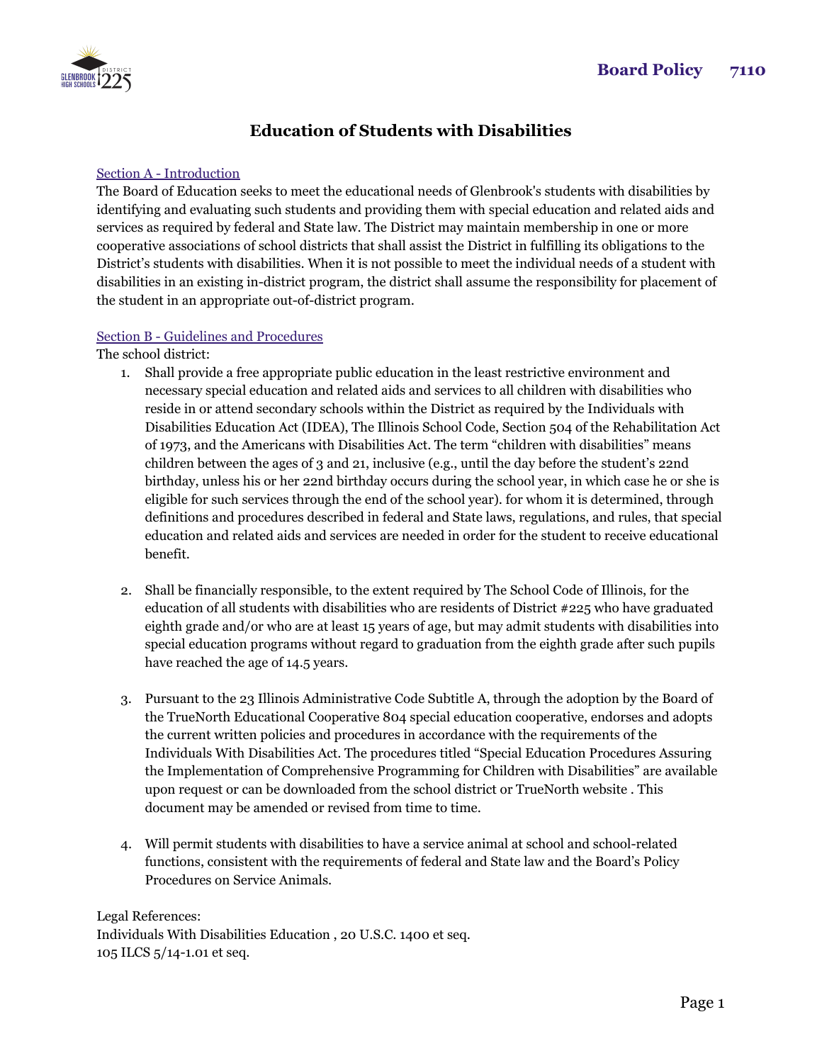# Education of Students with Disabilities

Section A - Introduction

The Board of Education seeks to meet the educational needs of Glenbrook's students with disabilities by identifying and evaluating such students and providing them with special education and related aids and services as required by federal and State law. The District may maintain membership in one or more cooperative associations of school districts that shall assist the District in fulfilling its obligations to the District's students with disabilities. When it is not possible to meet the individual needs of a student with disabilities in an existing in-district program, the district shall assume the responsibility for placement of the student in an appropriate out-of-district program.

Section B - Guidelines and Procedures

The school district:

1. Shall provide a free appropriate public education in the least restrictive environment and necessary special education and related aids and services to all children with disabilities who reside in or attend secondary schools within the District as required by the Individuals with Disabilities Education Act (IDEA), The Illinois School Code, Section 504 of the Rehabilitation Act of 1973, and the Americans with Disabilities Act. The term "children with disabilities" means children between the ages of 3 and 21, inclusive (e.g., until the day before the student's 22nd birthday, unless his or her 22nd birthday occurs during the school year, in which case he or she is eligible for such services through the end of the school year). for whom it is determined, through definitions and procedures described in federal and State laws, regulations, and rules, that special education and related aids and services are needed in order for the student to receive educational benefit.

2. Shall be financially responsible, to the extent required by The School Code of Illinois, for the education of all students with disabilities who are residents of District #225 who have graduated eighth grade and/or who are at least 15 years of age, but may admit students with disabilities into special education programs without regard to graduation from the eighth grade after such pupils have reached the age of 14.5 years.

3. Pursuant to the 23 Illinois Administrative Code Subtitle A, through the adoption by the Board of the TrueNorth Educational Cooperative 804 special education cooperative, endorses and adopts the current written policies and procedures in accordance with the requirements of the Individuals With Disabilities Act. The procedures titled "Special Education Procedures Assuring the Implementation of Comprehensive Programming for Children with Disabilities" are available upon request or can be downloaded from the school district or TrueNorth website . This document may be amended or revised from time to time.

4. Will permit students with disabilities to have a service animal at school and school-related functions, consistent with the requirements of federal and State law and the Board's Policy Procedures on Service Animals.

Legal References:
Individuals With Disabilities Education , 20 U.S.C. 1400 et seq.
105 ILCS 5/14-1.01 et seq.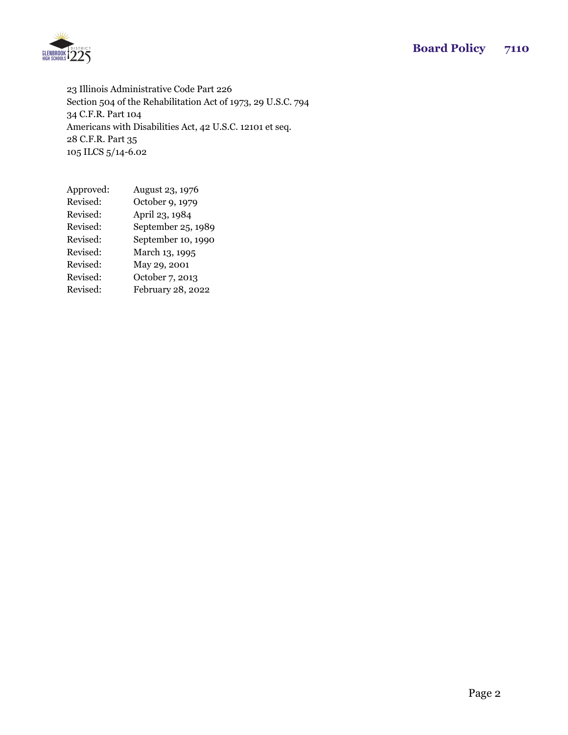23 Illinois Administrative Code Part 226
Section 504 of the Rehabilitation Act of 1973, 29 U.S.C. 794
34 C.F.R. Part 104
Americans with Disabilities Act, 42 U.S.C. 12101 et seq.
28 C.F.R. Part 35
105 ILCS 5/14-6.02

| | |
|---|---|
| Approved: | August 23, 1976 |
| Revised: | October 9, 1979 |
| Revised: | April 23, 1984 |
| Revised: | September 25, 1989 |
| Revised: | September 10, 1990 |
| Revised: | March 13, 1995 |
| Revised: | May 29, 2001 |
| Revised: | October 7, 2013 |
| Revised: | February 28, 2022 |